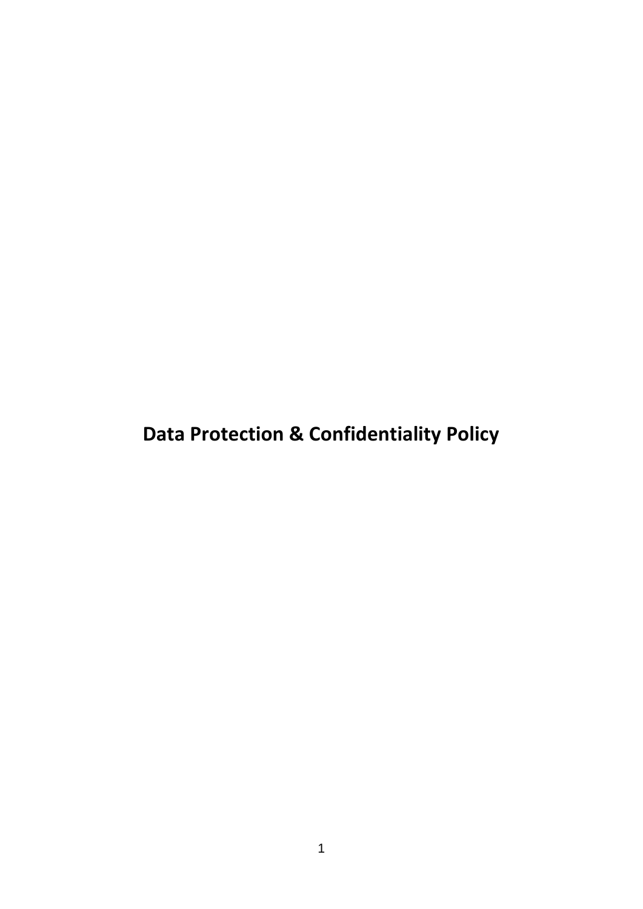# Data Protection & Confidentiality Policy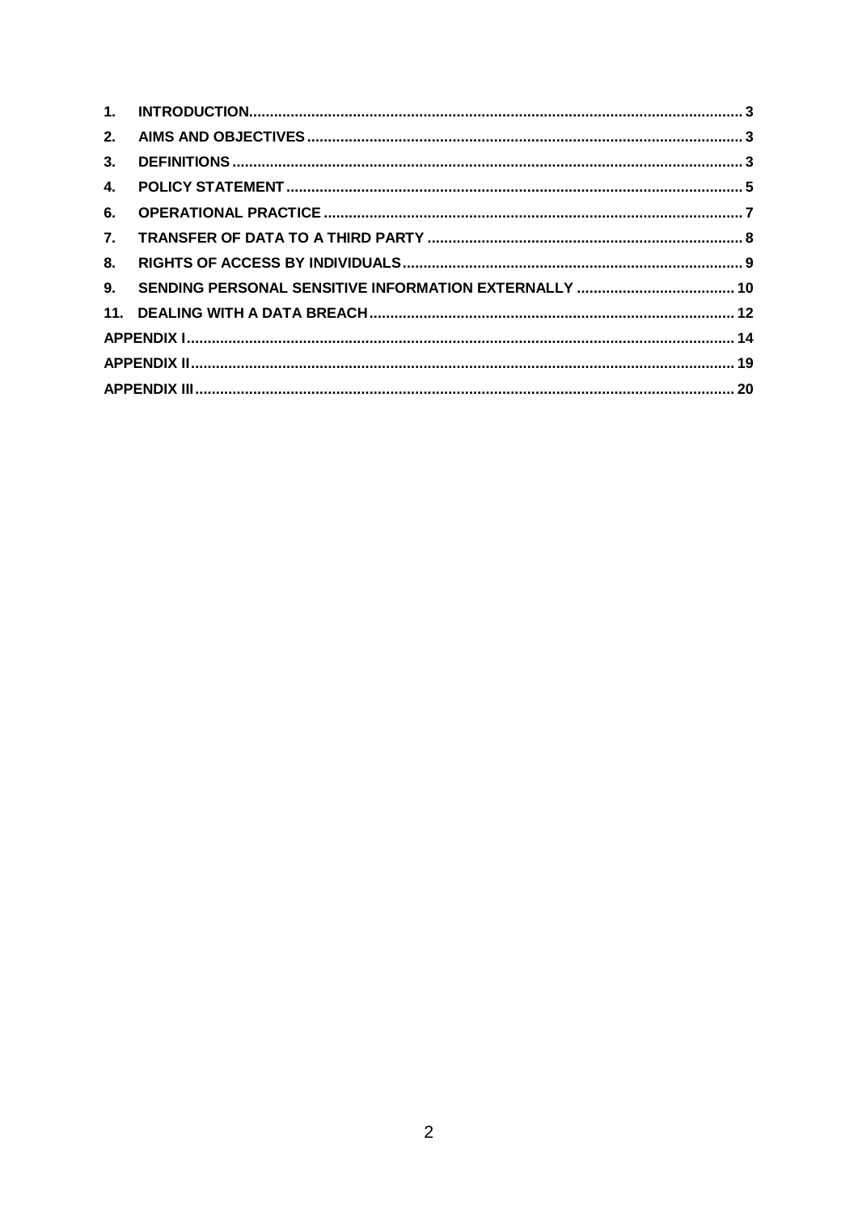| | | |
|---|---|---|
| 1. | INTRODUCTION | 3 |
| 2. | AIMS AND OBJECTIVES | 3 |
| 3. | DEFINITIONS | 3 |
| 4. | POLICY STATEMENT | 5 |
| 6. | OPERATIONAL PRACTICE | 7 |
| 7. | TRANSFER OF DATA TO A THIRD PARTY | 8 |
| 8. | RIGHTS OF ACCESS BY INDIVIDUALS | 9 |
| 9. | SENDING PERSONAL SENSITIVE INFORMATION EXTERNALLY | 10 |
| 11. | DEALING WITH A DATA BREACH | 12 |
| APPENDIX I | | 14 |
| APPENDIX II | | 19 |
| APPENDIX III | | 20 |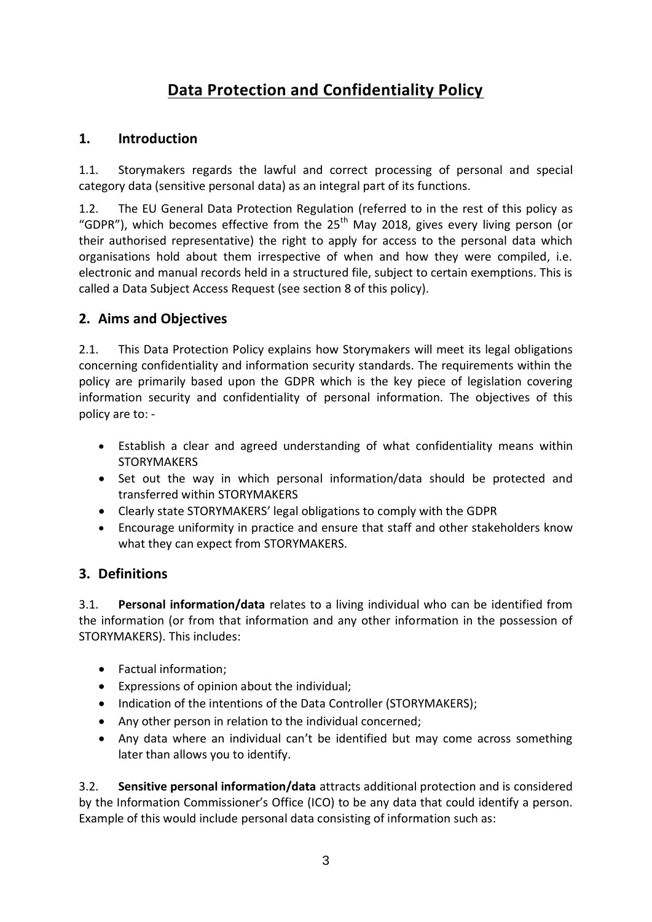# Data Protection and Confidentiality Policy

## 1. Introduction

1.1. Storymakers regards the lawful and correct processing of personal and special category data (sensitive personal data) as an integral part of its functions.

1.2. The EU General Data Protection Regulation (referred to in the rest of this policy as "GDPR"), which becomes effective from the 25th May 2018, gives every living person (or their authorised representative) the right to apply for access to the personal data which organisations hold about them irrespective of when and how they were compiled, i.e. electronic and manual records held in a structured file, subject to certain exemptions. This is called a Data Subject Access Request (see section 8 of this policy).

## 2. Aims and Objectives

2.1. This Data Protection Policy explains how Storymakers will meet its legal obligations concerning confidentiality and information security standards. The requirements within the policy are primarily based upon the GDPR which is the key piece of legislation covering information security and confidentiality of personal information. The objectives of this policy are to: -

- Establish a clear and agreed understanding of what confidentiality means within STORYMAKERS
- Set out the way in which personal information/data should be protected and transferred within STORYMAKERS
- Clearly state STORYMAKERS' legal obligations to comply with the GDPR
- Encourage uniformity in practice and ensure that staff and other stakeholders know what they can expect from STORYMAKERS.

## 3. Definitions

3.1. **Personal information/data** relates to a living individual who can be identified from the information (or from that information and any other information in the possession of STORYMAKERS). This includes:

- Factual information;
- Expressions of opinion about the individual;
- Indication of the intentions of the Data Controller (STORYMAKERS);
- Any other person in relation to the individual concerned;
- Any data where an individual can't be identified but may come across something later than allows you to identify.

3.2. **Sensitive personal information/data** attracts additional protection and is considered by the Information Commissioner's Office (ICO) to be any data that could identify a person. Example of this would include personal data consisting of information such as: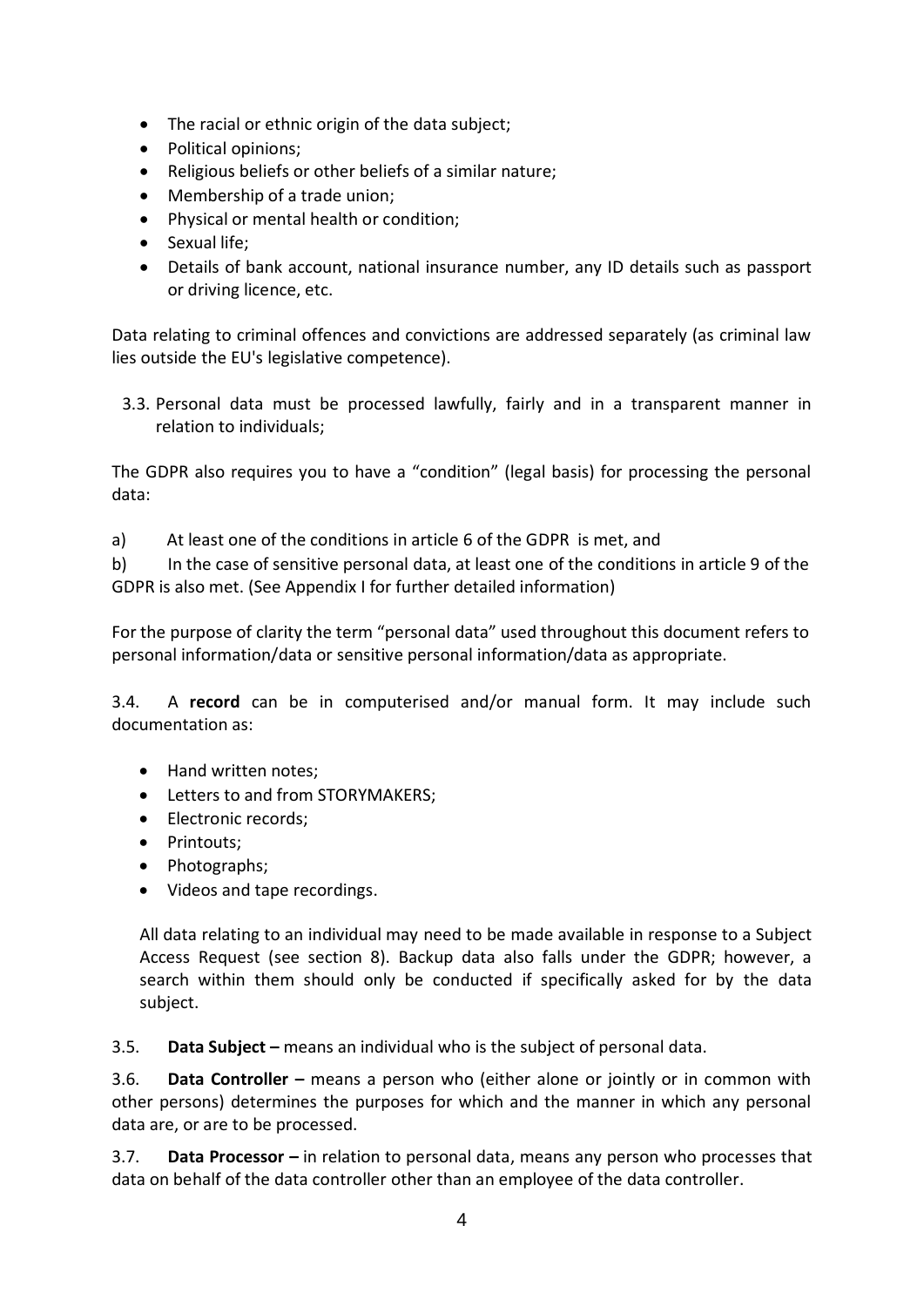- The racial or ethnic origin of the data subject;
- Political opinions;
- Religious beliefs or other beliefs of a similar nature;
- Membership of a trade union;
- Physical or mental health or condition;
- Sexual life;
- Details of bank account, national insurance number, any ID details such as passport or driving licence, etc.

Data relating to criminal offences and convictions are addressed separately (as criminal law lies outside the EU's legislative competence).

3.3. Personal data must be processed lawfully, fairly and in a transparent manner in relation to individuals;

The GDPR also requires you to have a "condition" (legal basis) for processing the personal data:

a) At least one of the conditions in article 6 of the GDPR is met, and

b) In the case of sensitive personal data, at least one of the conditions in article 9 of the GDPR is also met. (See Appendix I for further detailed information)

For the purpose of clarity the term "personal data" used throughout this document refers to personal information/data or sensitive personal information/data as appropriate.

3.4. A **record** can be in computerised and/or manual form. It may include such documentation as:

- Hand written notes;
- Letters to and from STORYMAKERS;
- Electronic records;
- Printouts;
- Photographs;
- Videos and tape recordings.

All data relating to an individual may need to be made available in response to a Subject Access Request (see section 8). Backup data also falls under the GDPR; however, a search within them should only be conducted if specifically asked for by the data subject.

3.5. **Data Subject –** means an individual who is the subject of personal data.

3.6. **Data Controller –** means a person who (either alone or jointly or in common with other persons) determines the purposes for which and the manner in which any personal data are, or are to be processed.

3.7. **Data Processor –** in relation to personal data, means any person who processes that data on behalf of the data controller other than an employee of the data controller.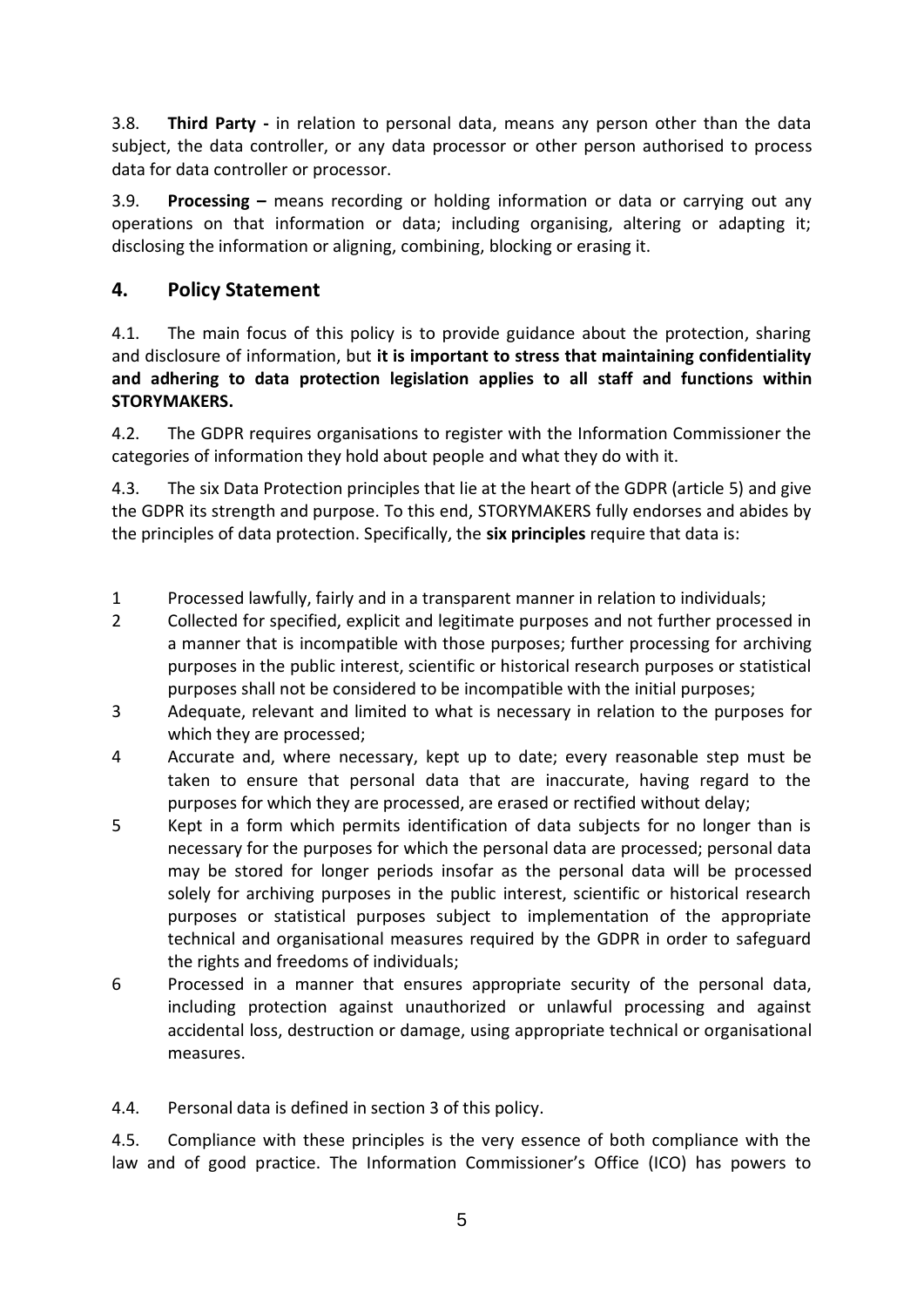3.8. **Third Party -** in relation to personal data, means any person other than the data subject, the data controller, or any data processor or other person authorised to process data for data controller or processor.

3.9. **Processing –** means recording or holding information or data or carrying out any operations on that information or data; including organising, altering or adapting it; disclosing the information or aligning, combining, blocking or erasing it.

## 4. Policy Statement

4.1. The main focus of this policy is to provide guidance about the protection, sharing and disclosure of information, but **it is important to stress that maintaining confidentiality and adhering to data protection legislation applies to all staff and functions within STORYMAKERS.**

4.2. The GDPR requires organisations to register with the Information Commissioner the categories of information they hold about people and what they do with it.

4.3. The six Data Protection principles that lie at the heart of the GDPR (article 5) and give the GDPR its strength and purpose. To this end, STORYMAKERS fully endorses and abides by the principles of data protection. Specifically, the **six principles** require that data is:

1. Processed lawfully, fairly and in a transparent manner in relation to individuals;
2. Collected for specified, explicit and legitimate purposes and not further processed in a manner that is incompatible with those purposes; further processing for archiving purposes in the public interest, scientific or historical research purposes or statistical purposes shall not be considered to be incompatible with the initial purposes;
3. Adequate, relevant and limited to what is necessary in relation to the purposes for which they are processed;
4. Accurate and, where necessary, kept up to date; every reasonable step must be taken to ensure that personal data that are inaccurate, having regard to the purposes for which they are processed, are erased or rectified without delay;
5. Kept in a form which permits identification of data subjects for no longer than is necessary for the purposes for which the personal data are processed; personal data may be stored for longer periods insofar as the personal data will be processed solely for archiving purposes in the public interest, scientific or historical research purposes or statistical purposes subject to implementation of the appropriate technical and organisational measures required by the GDPR in order to safeguard the rights and freedoms of individuals;
6. Processed in a manner that ensures appropriate security of the personal data, including protection against unauthorized or unlawful processing and against accidental loss, destruction or damage, using appropriate technical or organisational measures.

4.4. Personal data is defined in section 3 of this policy.

4.5. Compliance with these principles is the very essence of both compliance with the law and of good practice. The Information Commissioner's Office (ICO) has powers to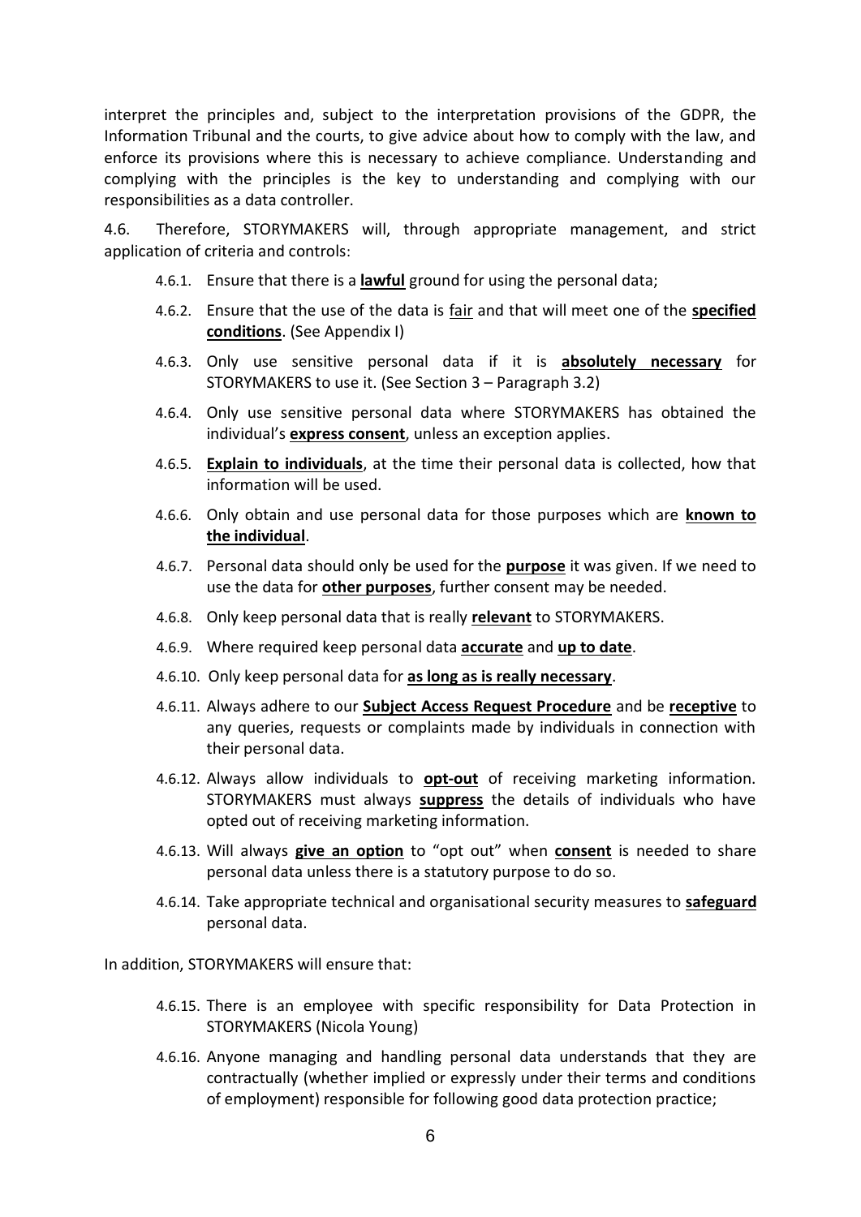interpret the principles and, subject to the interpretation provisions of the GDPR, the Information Tribunal and the courts, to give advice about how to comply with the law, and enforce its provisions where this is necessary to achieve compliance. Understanding and complying with the principles is the key to understanding and complying with our responsibilities as a data controller.

4.6. Therefore, STORYMAKERS will, through appropriate management, and strict application of criteria and controls:

- 4.6.1. Ensure that there is a **lawful** ground for using the personal data;
- 4.6.2. Ensure that the use of the data is fair and that will meet one of the **specified conditions**. (See Appendix I)
- 4.6.3. Only use sensitive personal data if it is **absolutely necessary** for STORYMAKERS to use it. (See Section 3 – Paragraph 3.2)
- 4.6.4. Only use sensitive personal data where STORYMAKERS has obtained the individual's **express consent**, unless an exception applies.
- 4.6.5. **Explain to individuals**, at the time their personal data is collected, how that information will be used.
- 4.6.6. Only obtain and use personal data for those purposes which are **known to the individual**.
- 4.6.7. Personal data should only be used for the **purpose** it was given. If we need to use the data for **other purposes**, further consent may be needed.
- 4.6.8. Only keep personal data that is really **relevant** to STORYMAKERS.
- 4.6.9. Where required keep personal data **accurate** and **up to date**.
- 4.6.10. Only keep personal data for **as long as is really necessary**.
- 4.6.11. Always adhere to our **Subject Access Request Procedure** and be **receptive** to any queries, requests or complaints made by individuals in connection with their personal data.
- 4.6.12. Always allow individuals to **opt-out** of receiving marketing information. STORYMAKERS must always **suppress** the details of individuals who have opted out of receiving marketing information.
- 4.6.13. Will always **give an option** to "opt out" when **consent** is needed to share personal data unless there is a statutory purpose to do so.
- 4.6.14. Take appropriate technical and organisational security measures to **safeguard** personal data.

In addition, STORYMAKERS will ensure that:

- 4.6.15. There is an employee with specific responsibility for Data Protection in STORYMAKERS (Nicola Young)
- 4.6.16. Anyone managing and handling personal data understands that they are contractually (whether implied or expressly under their terms and conditions of employment) responsible for following good data protection practice;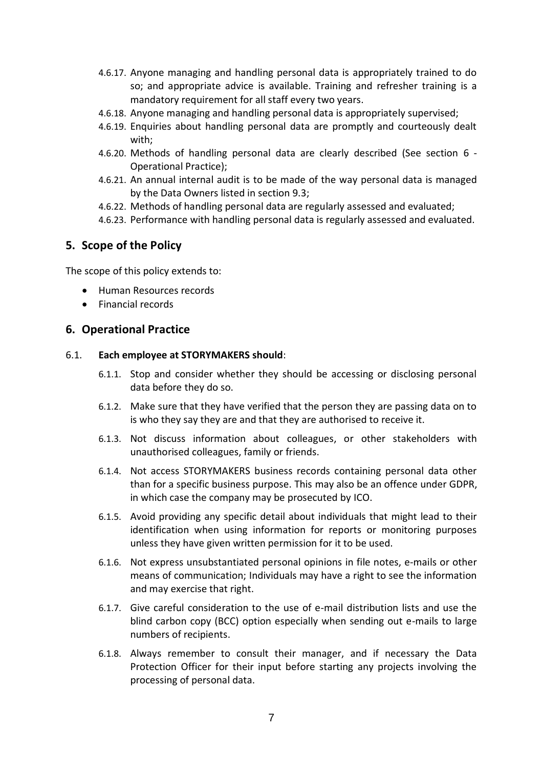4.6.17. Anyone managing and handling personal data is appropriately trained to do so; and appropriate advice is available. Training and refresher training is a mandatory requirement for all staff every two years.

4.6.18. Anyone managing and handling personal data is appropriately supervised;

4.6.19. Enquiries about handling personal data are promptly and courteously dealt with;

4.6.20. Methods of handling personal data are clearly described (See section 6 - Operational Practice);

4.6.21. An annual internal audit is to be made of the way personal data is managed by the Data Owners listed in section 9.3;

4.6.22. Methods of handling personal data are regularly assessed and evaluated;

4.6.23. Performance with handling personal data is regularly assessed and evaluated.

## 5. Scope of the Policy

The scope of this policy extends to:

- Human Resources records
- Financial records

## 6. Operational Practice

6.1. **Each employee at STORYMAKERS should**:

6.1.1. Stop and consider whether they should be accessing or disclosing personal data before they do so.

6.1.2. Make sure that they have verified that the person they are passing data on to is who they say they are and that they are authorised to receive it.

6.1.3. Not discuss information about colleagues, or other stakeholders with unauthorised colleagues, family or friends.

6.1.4. Not access STORYMAKERS business records containing personal data other than for a specific business purpose. This may also be an offence under GDPR, in which case the company may be prosecuted by ICO.

6.1.5. Avoid providing any specific detail about individuals that might lead to their identification when using information for reports or monitoring purposes unless they have given written permission for it to be used.

6.1.6. Not express unsubstantiated personal opinions in file notes, e-mails or other means of communication; Individuals may have a right to see the information and may exercise that right.

6.1.7. Give careful consideration to the use of e-mail distribution lists and use the blind carbon copy (BCC) option especially when sending out e-mails to large numbers of recipients.

6.1.8. Always remember to consult their manager, and if necessary the Data Protection Officer for their input before starting any projects involving the processing of personal data.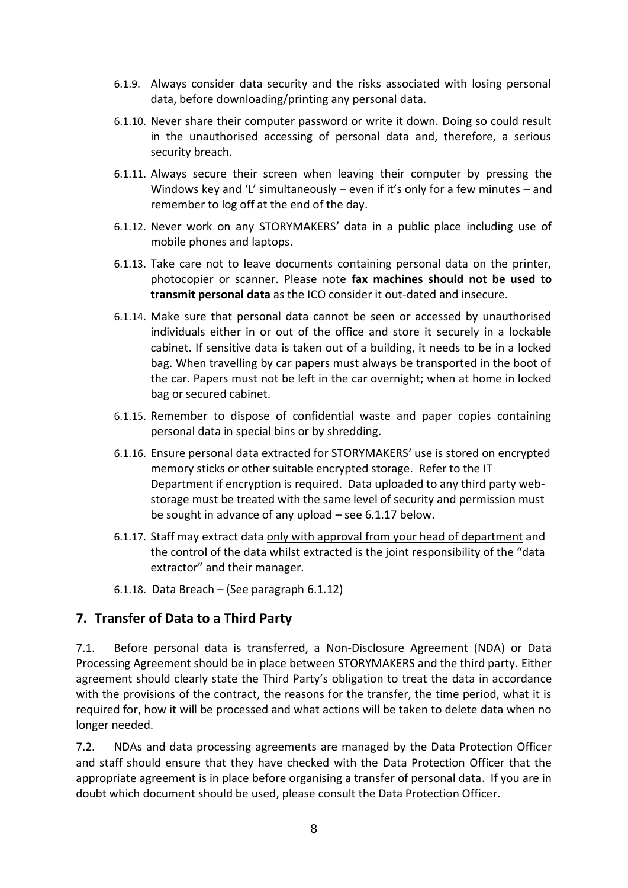6.1.9. Always consider data security and the risks associated with losing personal data, before downloading/printing any personal data.

6.1.10. Never share their computer password or write it down. Doing so could result in the unauthorised accessing of personal data and, therefore, a serious security breach.

6.1.11. Always secure their screen when leaving their computer by pressing the Windows key and 'L' simultaneously – even if it's only for a few minutes – and remember to log off at the end of the day.

6.1.12. Never work on any STORYMAKERS' data in a public place including use of mobile phones and laptops.

6.1.13. Take care not to leave documents containing personal data on the printer, photocopier or scanner. Please note **fax machines should not be used to transmit personal data** as the ICO consider it out-dated and insecure.

6.1.14. Make sure that personal data cannot be seen or accessed by unauthorised individuals either in or out of the office and store it securely in a lockable cabinet. If sensitive data is taken out of a building, it needs to be in a locked bag. When travelling by car papers must always be transported in the boot of the car. Papers must not be left in the car overnight; when at home in locked bag or secured cabinet.

6.1.15. Remember to dispose of confidential waste and paper copies containing personal data in special bins or by shredding.

6.1.16. Ensure personal data extracted for STORYMAKERS' use is stored on encrypted memory sticks or other suitable encrypted storage. Refer to the IT Department if encryption is required. Data uploaded to any third party web-storage must be treated with the same level of security and permission must be sought in advance of any upload – see 6.1.17 below.

6.1.17. Staff may extract data <u>only with approval from your head of department</u> and the control of the data whilst extracted is the joint responsibility of the "data extractor" and their manager.

6.1.18. Data Breach – (See paragraph 6.1.12)

## 7. Transfer of Data to a Third Party

7.1. Before personal data is transferred, a Non-Disclosure Agreement (NDA) or Data Processing Agreement should be in place between STORYMAKERS and the third party. Either agreement should clearly state the Third Party's obligation to treat the data in accordance with the provisions of the contract, the reasons for the transfer, the time period, what it is required for, how it will be processed and what actions will be taken to delete data when no longer needed.

7.2. NDAs and data processing agreements are managed by the Data Protection Officer and staff should ensure that they have checked with the Data Protection Officer that the appropriate agreement is in place before organising a transfer of personal data. If you are in doubt which document should be used, please consult the Data Protection Officer.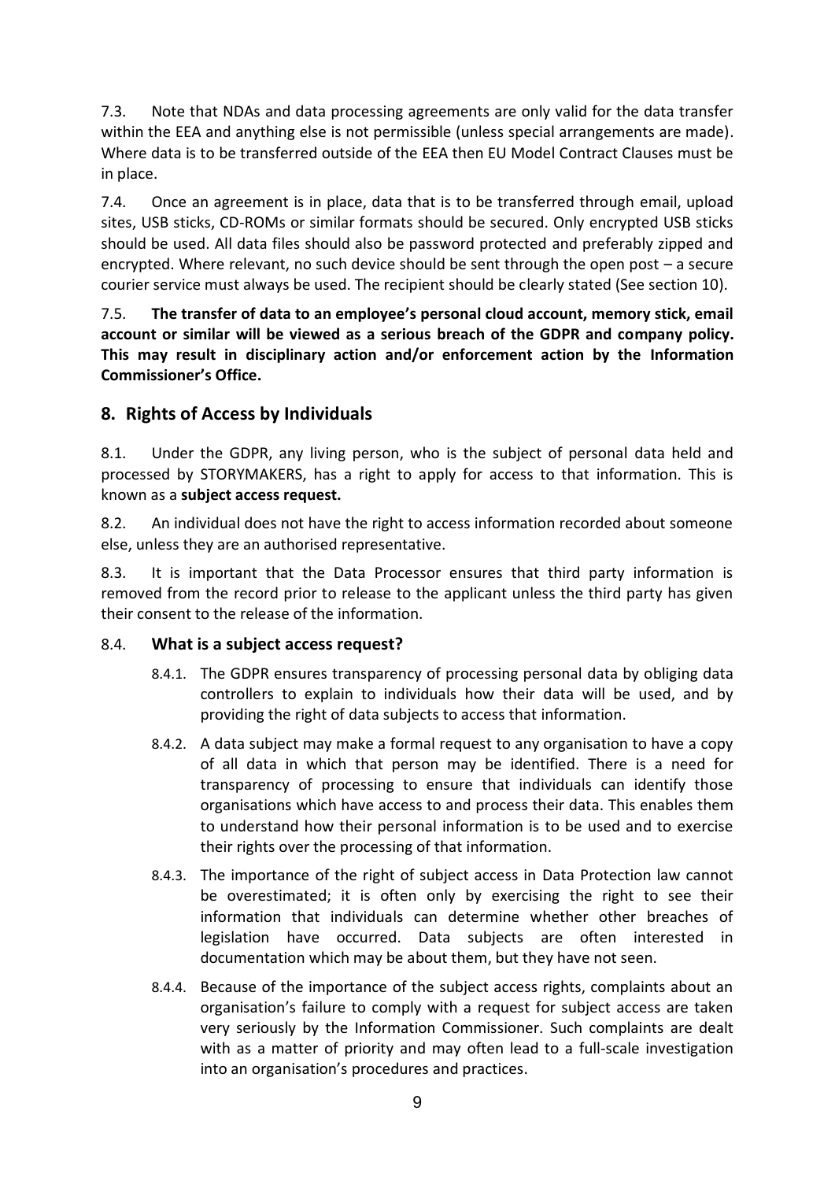7.3. Note that NDAs and data processing agreements are only valid for the data transfer within the EEA and anything else is not permissible (unless special arrangements are made). Where data is to be transferred outside of the EEA then EU Model Contract Clauses must be in place.

7.4. Once an agreement is in place, data that is to be transferred through email, upload sites, USB sticks, CD-ROMs or similar formats should be secured. Only encrypted USB sticks should be used. All data files should also be password protected and preferably zipped and encrypted. Where relevant, no such device should be sent through the open post – a secure courier service must always be used. The recipient should be clearly stated (See section 10).

7.5. **The transfer of data to an employee's personal cloud account, memory stick, email account or similar will be viewed as a serious breach of the GDPR and company policy. This may result in disciplinary action and/or enforcement action by the Information Commissioner's Office.**

## 8. Rights of Access by Individuals

8.1. Under the GDPR, any living person, who is the subject of personal data held and processed by STORYMAKERS, has a right to apply for access to that information. This is known as a **subject access request.**

8.2. An individual does not have the right to access information recorded about someone else, unless they are an authorised representative.

8.3. It is important that the Data Processor ensures that third party information is removed from the record prior to release to the applicant unless the third party has given their consent to the release of the information.

8.4. **What is a subject access request?**

8.4.1. The GDPR ensures transparency of processing personal data by obliging data controllers to explain to individuals how their data will be used, and by providing the right of data subjects to access that information.

8.4.2. A data subject may make a formal request to any organisation to have a copy of all data in which that person may be identified. There is a need for transparency of processing to ensure that individuals can identify those organisations which have access to and process their data. This enables them to understand how their personal information is to be used and to exercise their rights over the processing of that information.

8.4.3. The importance of the right of subject access in Data Protection law cannot be overestimated; it is often only by exercising the right to see their information that individuals can determine whether other breaches of legislation have occurred. Data subjects are often interested in documentation which may be about them, but they have not seen.

8.4.4. Because of the importance of the subject access rights, complaints about an organisation's failure to comply with a request for subject access are taken very seriously by the Information Commissioner. Such complaints are dealt with as a matter of priority and may often lead to a full-scale investigation into an organisation's procedures and practices.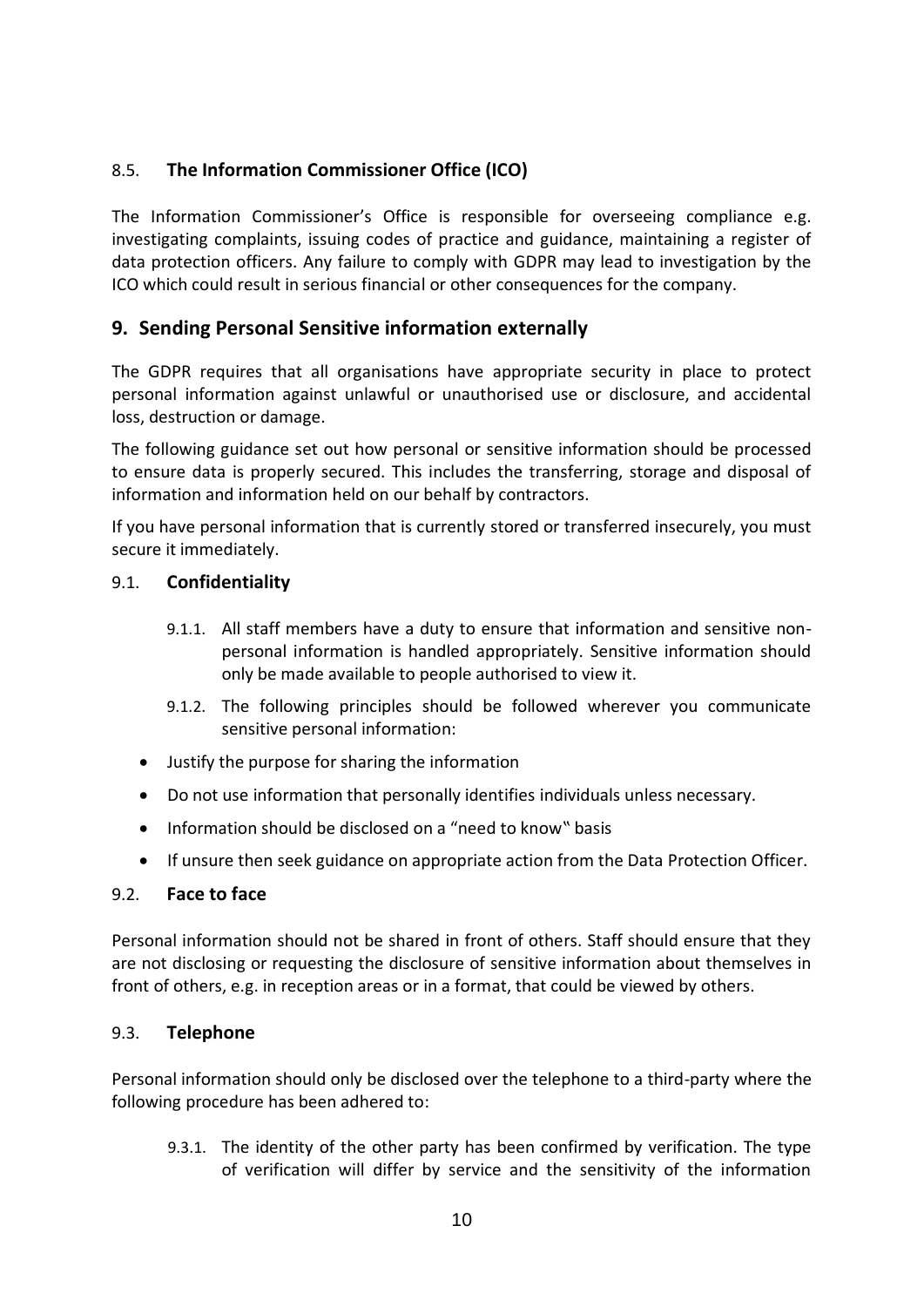### 8.5. The Information Commissioner Office (ICO)

The Information Commissioner's Office is responsible for overseeing compliance e.g. investigating complaints, issuing codes of practice and guidance, maintaining a register of data protection officers. Any failure to comply with GDPR may lead to investigation by the ICO which could result in serious financial or other consequences for the company.

## 9. Sending Personal Sensitive information externally

The GDPR requires that all organisations have appropriate security in place to protect personal information against unlawful or unauthorised use or disclosure, and accidental loss, destruction or damage.

The following guidance set out how personal or sensitive information should be processed to ensure data is properly secured. This includes the transferring, storage and disposal of information and information held on our behalf by contractors.

If you have personal information that is currently stored or transferred insecurely, you must secure it immediately.

### 9.1. Confidentiality

9.1.1. All staff members have a duty to ensure that information and sensitive non-personal information is handled appropriately. Sensitive information should only be made available to people authorised to view it.

9.1.2. The following principles should be followed wherever you communicate sensitive personal information:

- Justify the purpose for sharing the information
- Do not use information that personally identifies individuals unless necessary.
- Information should be disclosed on a "need to know" basis
- If unsure then seek guidance on appropriate action from the Data Protection Officer.

### 9.2. Face to face

Personal information should not be shared in front of others. Staff should ensure that they are not disclosing or requesting the disclosure of sensitive information about themselves in front of others, e.g. in reception areas or in a format, that could be viewed by others.

### 9.3. Telephone

Personal information should only be disclosed over the telephone to a third-party where the following procedure has been adhered to:

9.3.1. The identity of the other party has been confirmed by verification. The type of verification will differ by service and the sensitivity of the information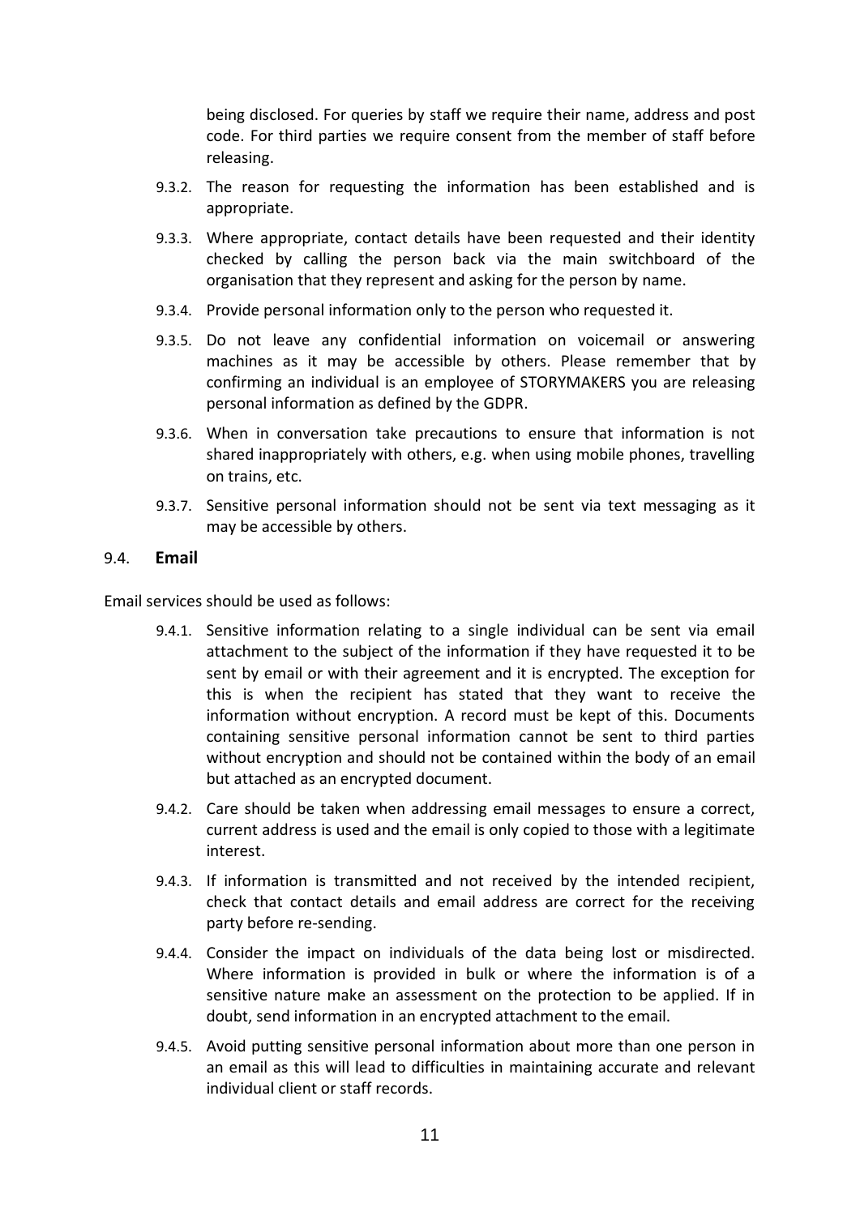being disclosed. For queries by staff we require their name, address and post code. For third parties we require consent from the member of staff before releasing.

9.3.2. The reason for requesting the information has been established and is appropriate.

9.3.3. Where appropriate, contact details have been requested and their identity checked by calling the person back via the main switchboard of the organisation that they represent and asking for the person by name.

9.3.4. Provide personal information only to the person who requested it.

9.3.5. Do not leave any confidential information on voicemail or answering machines as it may be accessible by others. Please remember that by confirming an individual is an employee of STORYMAKERS you are releasing personal information as defined by the GDPR.

9.3.6. When in conversation take precautions to ensure that information is not shared inappropriately with others, e.g. when using mobile phones, travelling on trains, etc.

9.3.7. Sensitive personal information should not be sent via text messaging as it may be accessible by others.

### 9.4. **Email**

Email services should be used as follows:

9.4.1. Sensitive information relating to a single individual can be sent via email attachment to the subject of the information if they have requested it to be sent by email or with their agreement and it is encrypted. The exception for this is when the recipient has stated that they want to receive the information without encryption. A record must be kept of this. Documents containing sensitive personal information cannot be sent to third parties without encryption and should not be contained within the body of an email but attached as an encrypted document.

9.4.2. Care should be taken when addressing email messages to ensure a correct, current address is used and the email is only copied to those with a legitimate interest.

9.4.3. If information is transmitted and not received by the intended recipient, check that contact details and email address are correct for the receiving party before re-sending.

9.4.4. Consider the impact on individuals of the data being lost or misdirected. Where information is provided in bulk or where the information is of a sensitive nature make an assessment on the protection to be applied. If in doubt, send information in an encrypted attachment to the email.

9.4.5. Avoid putting sensitive personal information about more than one person in an email as this will lead to difficulties in maintaining accurate and relevant individual client or staff records.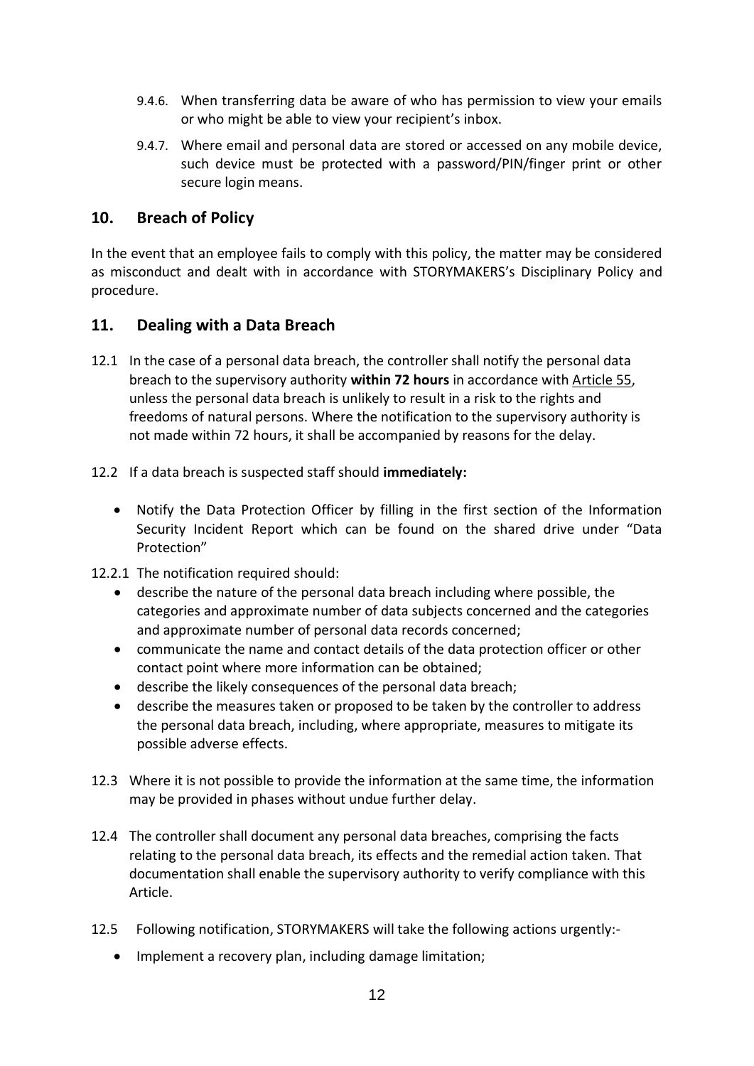9.4.6. When transferring data be aware of who has permission to view your emails or who might be able to view your recipient's inbox.

9.4.7. Where email and personal data are stored or accessed on any mobile device, such device must be protected with a password/PIN/finger print or other secure login means.

## 10. Breach of Policy

In the event that an employee fails to comply with this policy, the matter may be considered as misconduct and dealt with in accordance with STORYMAKERS's Disciplinary Policy and procedure.

## 11. Dealing with a Data Breach

12.1 In the case of a personal data breach, the controller shall notify the personal data breach to the supervisory authority **within 72 hours** in accordance with Article 55, unless the personal data breach is unlikely to result in a risk to the rights and freedoms of natural persons. Where the notification to the supervisory authority is not made within 72 hours, it shall be accompanied by reasons for the delay.

12.2 If a data breach is suspected staff should **immediately:**

- Notify the Data Protection Officer by filling in the first section of the Information Security Incident Report which can be found on the shared drive under "Data Protection"

12.2.1 The notification required should:

- describe the nature of the personal data breach including where possible, the categories and approximate number of data subjects concerned and the categories and approximate number of personal data records concerned;
- communicate the name and contact details of the data protection officer or other contact point where more information can be obtained;
- describe the likely consequences of the personal data breach;
- describe the measures taken or proposed to be taken by the controller to address the personal data breach, including, where appropriate, measures to mitigate its possible adverse effects.

12.3 Where it is not possible to provide the information at the same time, the information may be provided in phases without undue further delay.

12.4 The controller shall document any personal data breaches, comprising the facts relating to the personal data breach, its effects and the remedial action taken. That documentation shall enable the supervisory authority to verify compliance with this Article.

12.5 Following notification, STORYMAKERS will take the following actions urgently:-

- Implement a recovery plan, including damage limitation;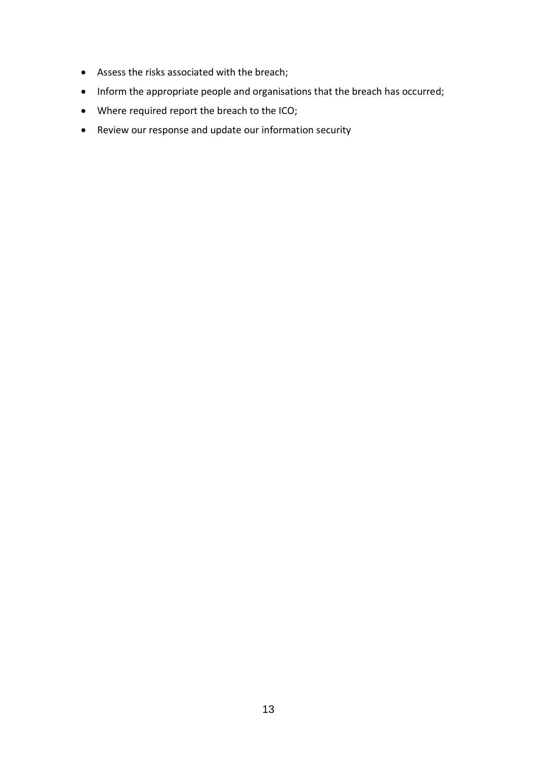- Assess the risks associated with the breach;
- Inform the appropriate people and organisations that the breach has occurred;
- Where required report the breach to the ICO;
- Review our response and update our information security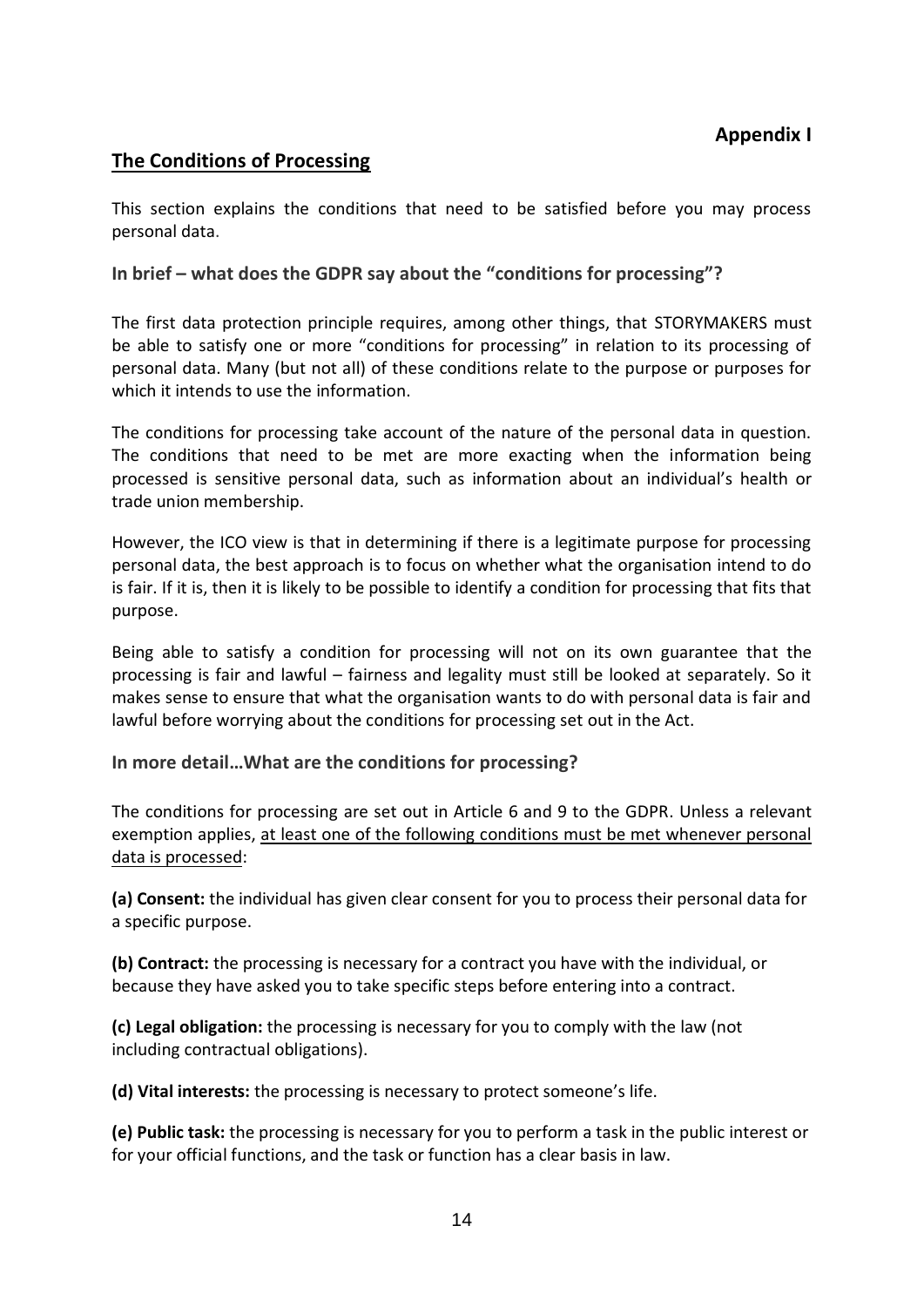**Appendix I**

## The Conditions of Processing

This section explains the conditions that need to be satisfied before you may process personal data.

### In brief – what does the GDPR say about the "conditions for processing"?

The first data protection principle requires, among other things, that STORYMAKERS must be able to satisfy one or more "conditions for processing" in relation to its processing of personal data. Many (but not all) of these conditions relate to the purpose or purposes for which it intends to use the information.

The conditions for processing take account of the nature of the personal data in question. The conditions that need to be met are more exacting when the information being processed is sensitive personal data, such as information about an individual's health or trade union membership.

However, the ICO view is that in determining if there is a legitimate purpose for processing personal data, the best approach is to focus on whether what the organisation intend to do is fair. If it is, then it is likely to be possible to identify a condition for processing that fits that purpose.

Being able to satisfy a condition for processing will not on its own guarantee that the processing is fair and lawful – fairness and legality must still be looked at separately. So it makes sense to ensure that what the organisation wants to do with personal data is fair and lawful before worrying about the conditions for processing set out in the Act.

### In more detail…What are the conditions for processing?

The conditions for processing are set out in Article 6 and 9 to the GDPR. Unless a relevant exemption applies, <u>at least one of the following conditions must be met whenever personal data is processed</u>:

**(a) Consent:** the individual has given clear consent for you to process their personal data for a specific purpose.

**(b) Contract:** the processing is necessary for a contract you have with the individual, or because they have asked you to take specific steps before entering into a contract.

**(c) Legal obligation:** the processing is necessary for you to comply with the law (not including contractual obligations).

**(d) Vital interests:** the processing is necessary to protect someone's life.

**(e) Public task:** the processing is necessary for you to perform a task in the public interest or for your official functions, and the task or function has a clear basis in law.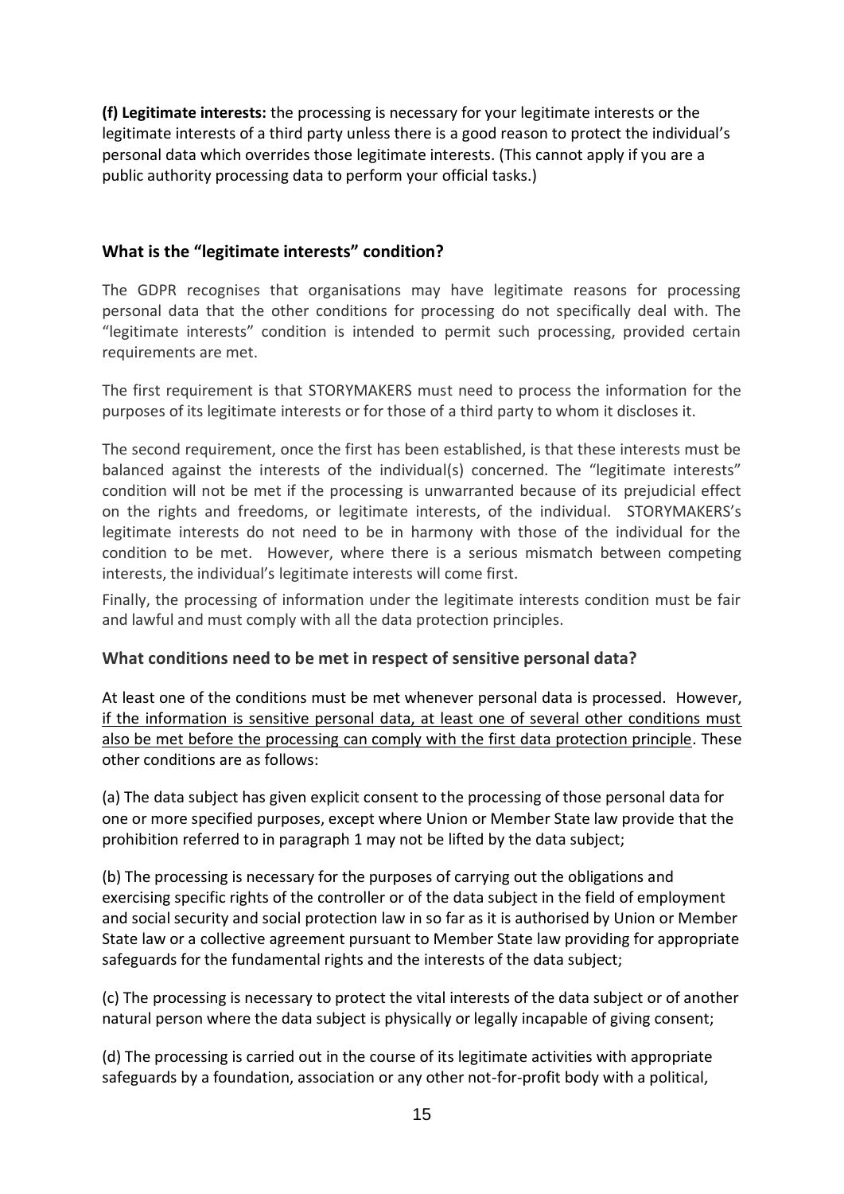**(f) Legitimate interests:** the processing is necessary for your legitimate interests or the legitimate interests of a third party unless there is a good reason to protect the individual's personal data which overrides those legitimate interests. (This cannot apply if you are a public authority processing data to perform your official tasks.)

## What is the "legitimate interests" condition?

The GDPR recognises that organisations may have legitimate reasons for processing personal data that the other conditions for processing do not specifically deal with. The "legitimate interests" condition is intended to permit such processing, provided certain requirements are met.

The first requirement is that STORYMAKERS must need to process the information for the purposes of its legitimate interests or for those of a third party to whom it discloses it.

The second requirement, once the first has been established, is that these interests must be balanced against the interests of the individual(s) concerned. The "legitimate interests" condition will not be met if the processing is unwarranted because of its prejudicial effect on the rights and freedoms, or legitimate interests, of the individual. STORYMAKERS's legitimate interests do not need to be in harmony with those of the individual for the condition to be met. However, where there is a serious mismatch between competing interests, the individual's legitimate interests will come first.

Finally, the processing of information under the legitimate interests condition must be fair and lawful and must comply with all the data protection principles.

## What conditions need to be met in respect of sensitive personal data?

At least one of the conditions must be met whenever personal data is processed. However, <u>if the information is sensitive personal data, at least one of several other conditions must also be met before the processing can comply with the first data protection principle</u>. These other conditions are as follows:

(a) The data subject has given explicit consent to the processing of those personal data for one or more specified purposes, except where Union or Member State law provide that the prohibition referred to in paragraph 1 may not be lifted by the data subject;

(b) The processing is necessary for the purposes of carrying out the obligations and exercising specific rights of the controller or of the data subject in the field of employment and social security and social protection law in so far as it is authorised by Union or Member State law or a collective agreement pursuant to Member State law providing for appropriate safeguards for the fundamental rights and the interests of the data subject;

(c) The processing is necessary to protect the vital interests of the data subject or of another natural person where the data subject is physically or legally incapable of giving consent;

(d) The processing is carried out in the course of its legitimate activities with appropriate safeguards by a foundation, association or any other not-for-profit body with a political,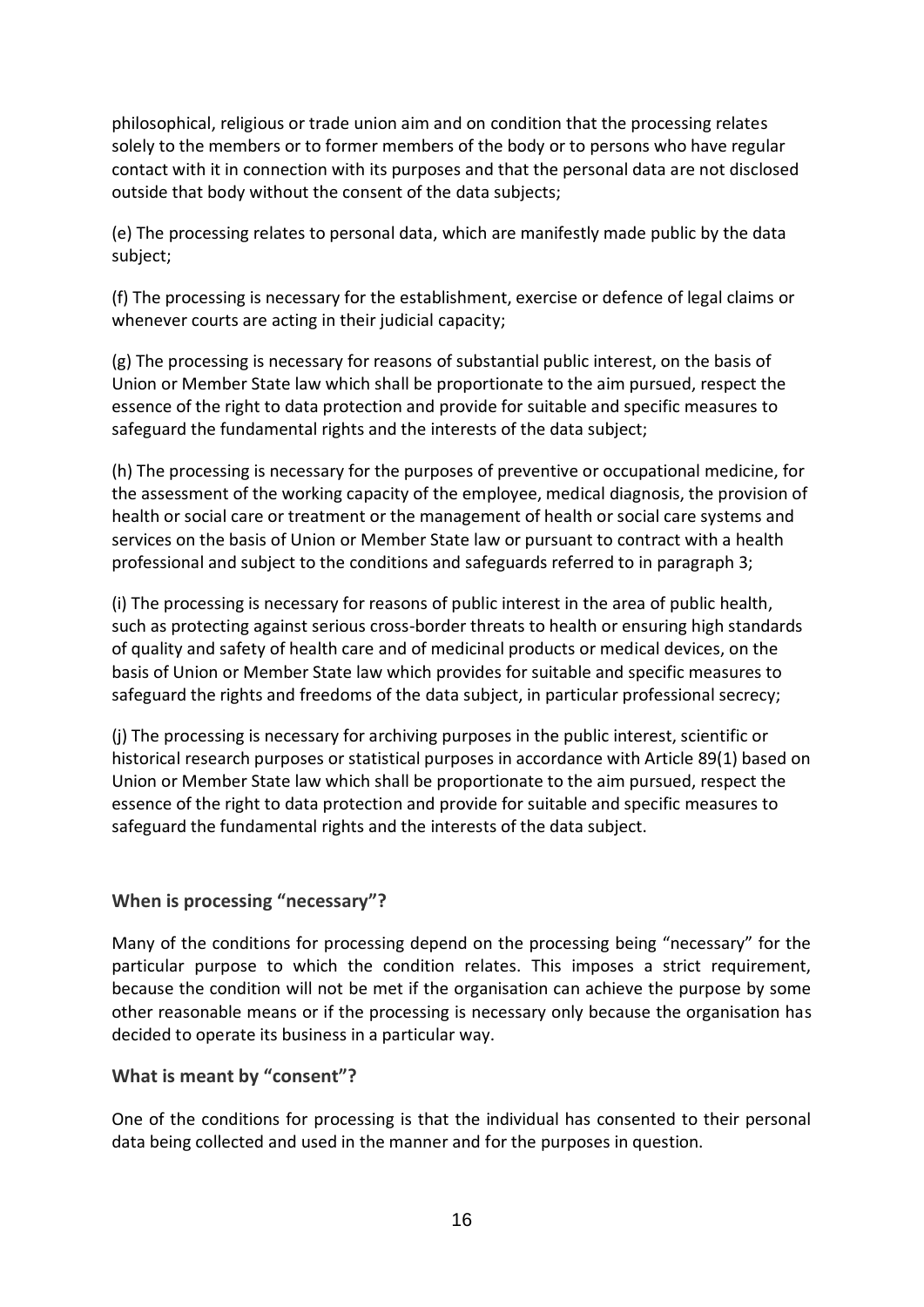philosophical, religious or trade union aim and on condition that the processing relates solely to the members or to former members of the body or to persons who have regular contact with it in connection with its purposes and that the personal data are not disclosed outside that body without the consent of the data subjects;

(e) The processing relates to personal data, which are manifestly made public by the data subject;

(f) The processing is necessary for the establishment, exercise or defence of legal claims or whenever courts are acting in their judicial capacity;

(g) The processing is necessary for reasons of substantial public interest, on the basis of Union or Member State law which shall be proportionate to the aim pursued, respect the essence of the right to data protection and provide for suitable and specific measures to safeguard the fundamental rights and the interests of the data subject;

(h) The processing is necessary for the purposes of preventive or occupational medicine, for the assessment of the working capacity of the employee, medical diagnosis, the provision of health or social care or treatment or the management of health or social care systems and services on the basis of Union or Member State law or pursuant to contract with a health professional and subject to the conditions and safeguards referred to in paragraph 3;

(i) The processing is necessary for reasons of public interest in the area of public health, such as protecting against serious cross-border threats to health or ensuring high standards of quality and safety of health care and of medicinal products or medical devices, on the basis of Union or Member State law which provides for suitable and specific measures to safeguard the rights and freedoms of the data subject, in particular professional secrecy;

(j) The processing is necessary for archiving purposes in the public interest, scientific or historical research purposes or statistical purposes in accordance with Article 89(1) based on Union or Member State law which shall be proportionate to the aim pursued, respect the essence of the right to data protection and provide for suitable and specific measures to safeguard the fundamental rights and the interests of the data subject.

### When is processing "necessary"?

Many of the conditions for processing depend on the processing being "necessary" for the particular purpose to which the condition relates. This imposes a strict requirement, because the condition will not be met if the organisation can achieve the purpose by some other reasonable means or if the processing is necessary only because the organisation has decided to operate its business in a particular way.

### What is meant by "consent"?

One of the conditions for processing is that the individual has consented to their personal data being collected and used in the manner and for the purposes in question.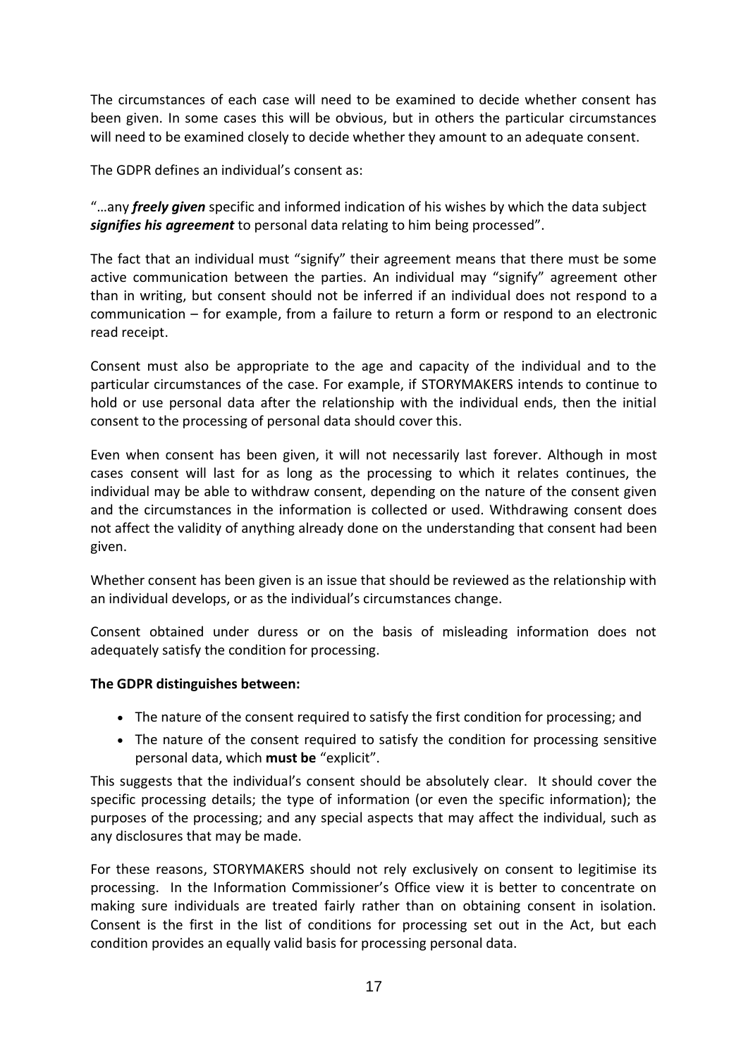The circumstances of each case will need to be examined to decide whether consent has been given. In some cases this will be obvious, but in others the particular circumstances will need to be examined closely to decide whether they amount to an adequate consent.

The GDPR defines an individual's consent as:

"…any ***freely given*** specific and informed indication of his wishes by which the data subject ***signifies his agreement*** to personal data relating to him being processed".

The fact that an individual must "signify" their agreement means that there must be some active communication between the parties. An individual may "signify" agreement other than in writing, but consent should not be inferred if an individual does not respond to a communication – for example, from a failure to return a form or respond to an electronic read receipt.

Consent must also be appropriate to the age and capacity of the individual and to the particular circumstances of the case. For example, if STORYMAKERS intends to continue to hold or use personal data after the relationship with the individual ends, then the initial consent to the processing of personal data should cover this.

Even when consent has been given, it will not necessarily last forever. Although in most cases consent will last for as long as the processing to which it relates continues, the individual may be able to withdraw consent, depending on the nature of the consent given and the circumstances in the information is collected or used. Withdrawing consent does not affect the validity of anything already done on the understanding that consent had been given.

Whether consent has been given is an issue that should be reviewed as the relationship with an individual develops, or as the individual's circumstances change.

Consent obtained under duress or on the basis of misleading information does not adequately satisfy the condition for processing.

**The GDPR distinguishes between:**

- The nature of the consent required to satisfy the first condition for processing; and
- The nature of the consent required to satisfy the condition for processing sensitive personal data, which **must be** "explicit".

This suggests that the individual's consent should be absolutely clear. It should cover the specific processing details; the type of information (or even the specific information); the purposes of the processing; and any special aspects that may affect the individual, such as any disclosures that may be made.

For these reasons, STORYMAKERS should not rely exclusively on consent to legitimise its processing. In the Information Commissioner's Office view it is better to concentrate on making sure individuals are treated fairly rather than on obtaining consent in isolation. Consent is the first in the list of conditions for processing set out in the Act, but each condition provides an equally valid basis for processing personal data.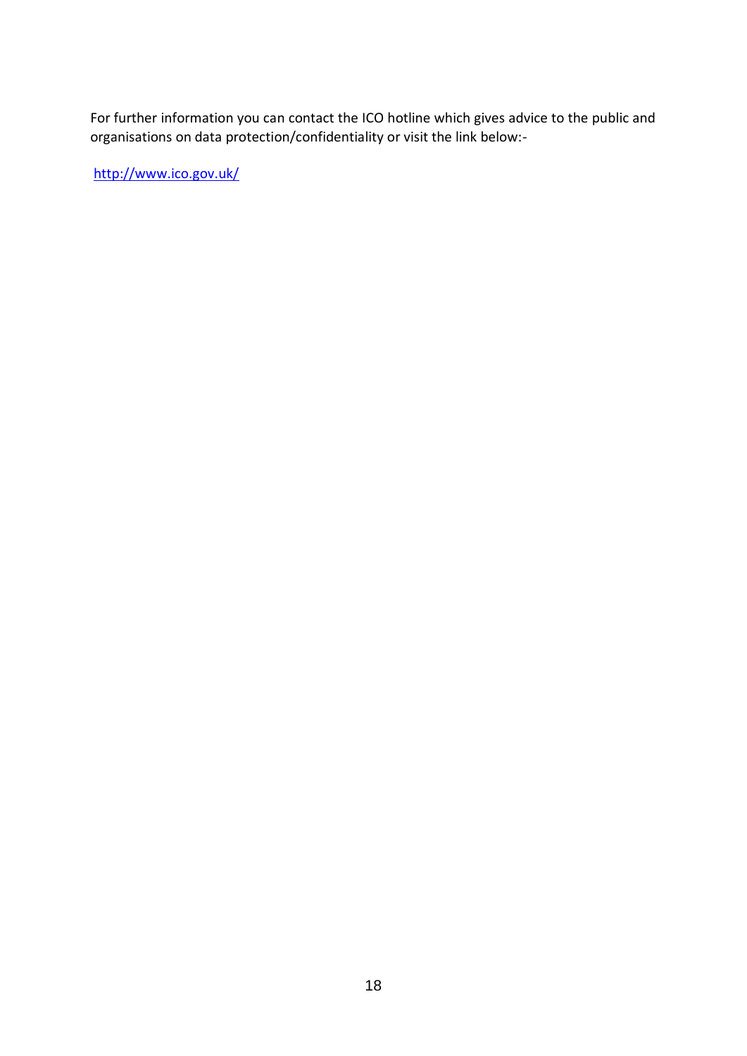For further information you can contact the ICO hotline which gives advice to the public and organisations on data protection/confidentiality or visit the link below:-

http://www.ico.gov.uk/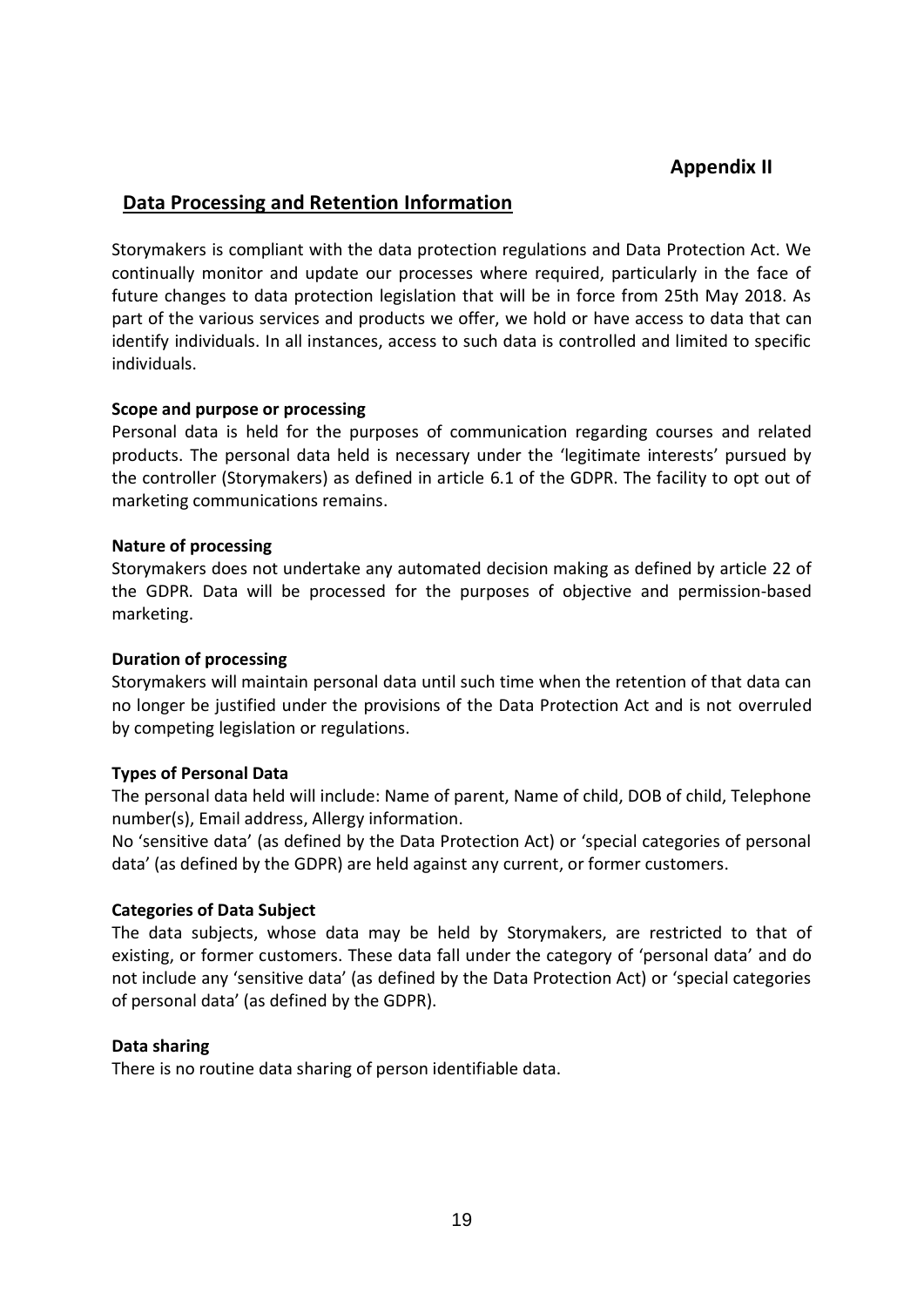**Appendix II**

## Data Processing and Retention Information

Storymakers is compliant with the data protection regulations and Data Protection Act. We continually monitor and update our processes where required, particularly in the face of future changes to data protection legislation that will be in force from 25th May 2018. As part of the various services and products we offer, we hold or have access to data that can identify individuals. In all instances, access to such data is controlled and limited to specific individuals.

**Scope and purpose or processing**

Personal data is held for the purposes of communication regarding courses and related products. The personal data held is necessary under the 'legitimate interests' pursued by the controller (Storymakers) as defined in article 6.1 of the GDPR. The facility to opt out of marketing communications remains.

**Nature of processing**

Storymakers does not undertake any automated decision making as defined by article 22 of the GDPR. Data will be processed for the purposes of objective and permission-based marketing.

**Duration of processing**

Storymakers will maintain personal data until such time when the retention of that data can no longer be justified under the provisions of the Data Protection Act and is not overruled by competing legislation or regulations.

**Types of Personal Data**

The personal data held will include: Name of parent, Name of child, DOB of child, Telephone number(s), Email address, Allergy information.

No 'sensitive data' (as defined by the Data Protection Act) or 'special categories of personal data' (as defined by the GDPR) are held against any current, or former customers.

**Categories of Data Subject**

The data subjects, whose data may be held by Storymakers, are restricted to that of existing, or former customers. These data fall under the category of 'personal data' and do not include any 'sensitive data' (as defined by the Data Protection Act) or 'special categories of personal data' (as defined by the GDPR).

**Data sharing**

There is no routine data sharing of person identifiable data.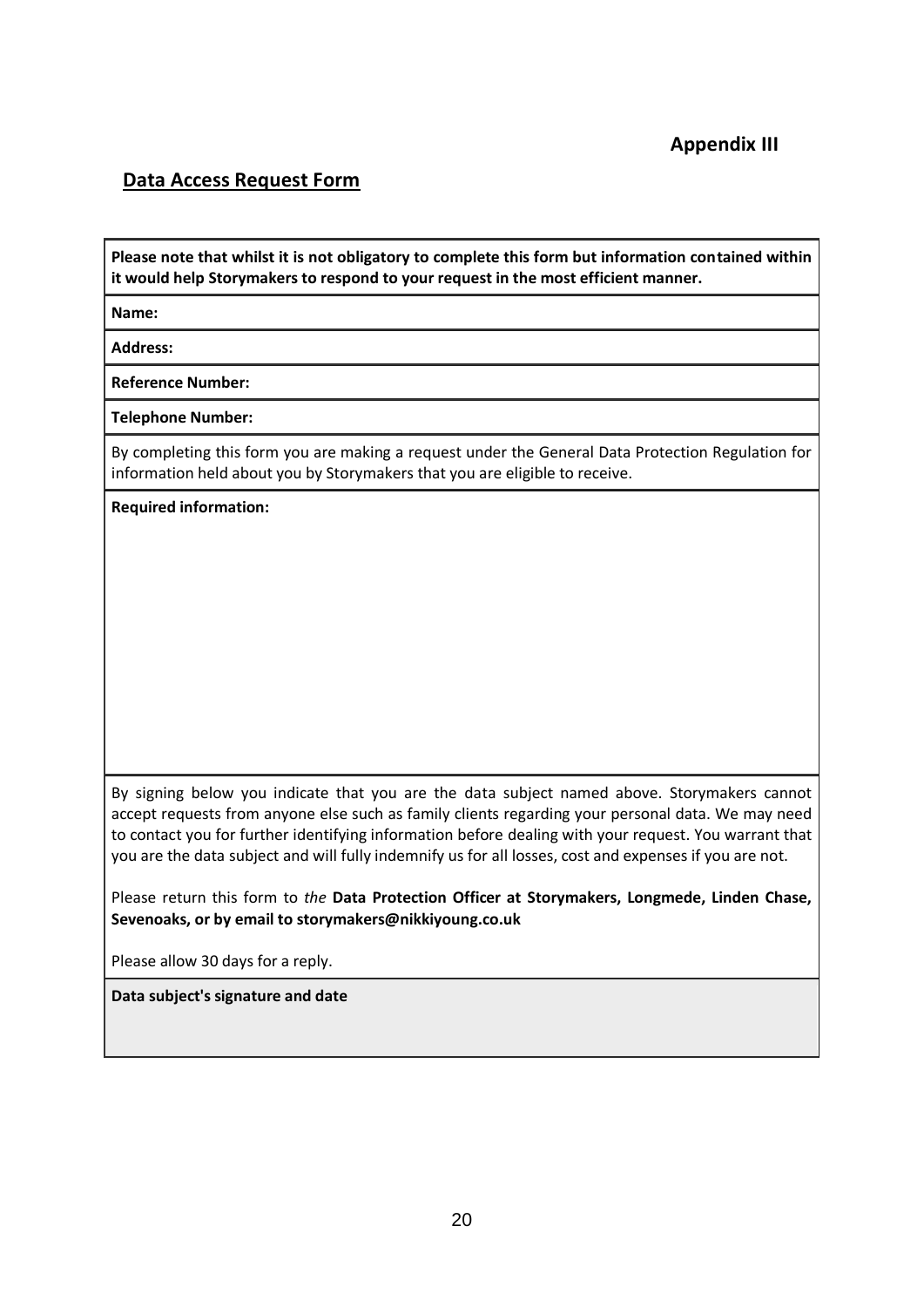**Appendix III**

## Data Access Request Form

**Please note that whilst it is not obligatory to complete this form but information contained within it would help Storymakers to respond to your request in the most efficient manner.**

**Name:**

**Address:**

**Reference Number:**

**Telephone Number:**

By completing this form you are making a request under the General Data Protection Regulation for information held about you by Storymakers that you are eligible to receive.

**Required information:**

By signing below you indicate that you are the data subject named above. Storymakers cannot accept requests from anyone else such as family clients regarding your personal data. We may need to contact you for further identifying information before dealing with your request. You warrant that you are the data subject and will fully indemnify us for all losses, cost and expenses if you are not.

Please return this form to *the* **Data Protection Officer at Storymakers, Longmede, Linden Chase, Sevenoaks, or by email to storymakers@nikkiyoung.co.uk**

Please allow 30 days for a reply.

**Data subject's signature and date**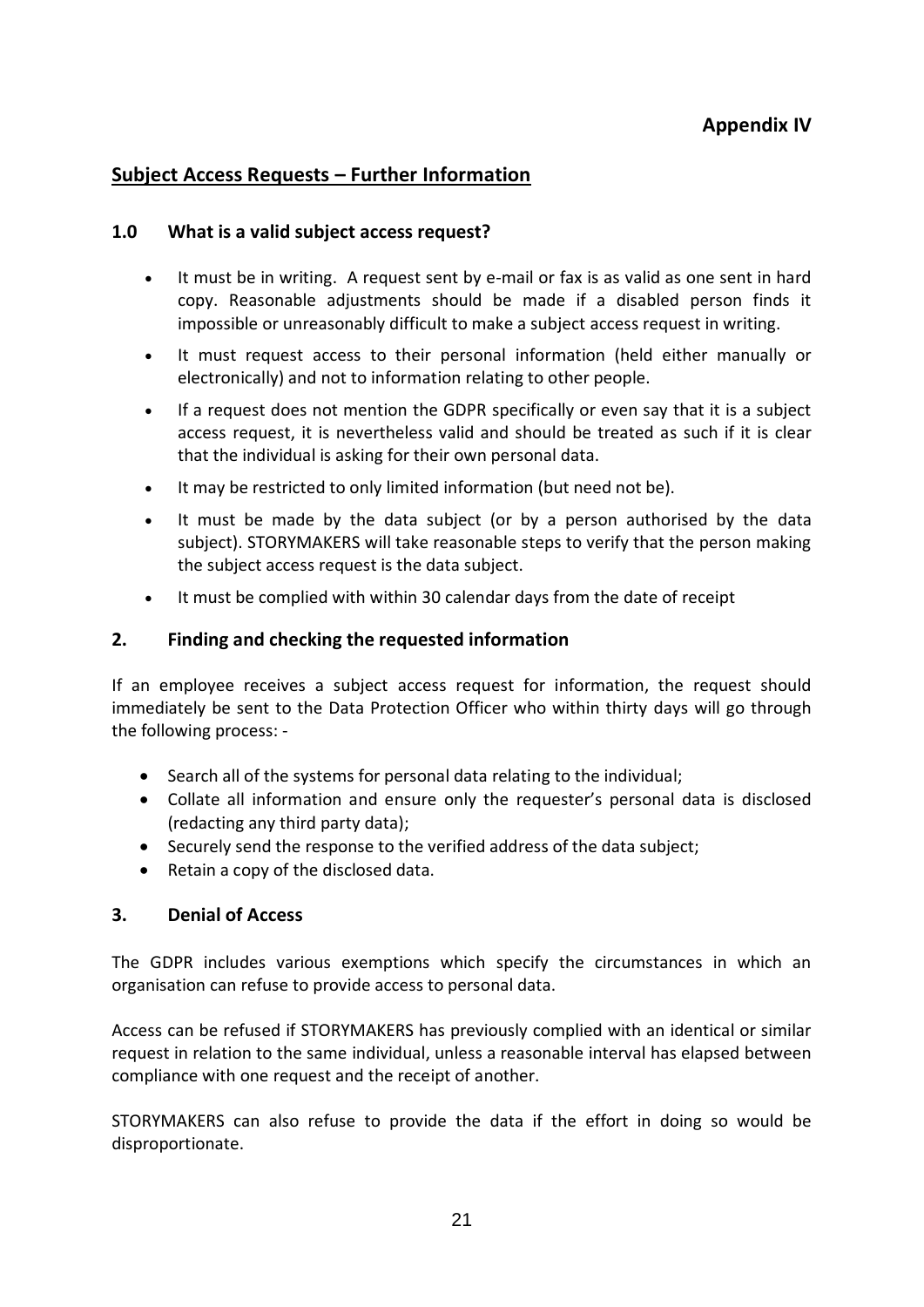**Appendix IV**

## Subject Access Requests – Further Information

### 1.0 What is a valid subject access request?

- It must be in writing. A request sent by e-mail or fax is as valid as one sent in hard copy. Reasonable adjustments should be made if a disabled person finds it impossible or unreasonably difficult to make a subject access request in writing.
- It must request access to their personal information (held either manually or electronically) and not to information relating to other people.
- If a request does not mention the GDPR specifically or even say that it is a subject access request, it is nevertheless valid and should be treated as such if it is clear that the individual is asking for their own personal data.
- It may be restricted to only limited information (but need not be).
- It must be made by the data subject (or by a person authorised by the data subject). STORYMAKERS will take reasonable steps to verify that the person making the subject access request is the data subject.
- It must be complied with within 30 calendar days from the date of receipt

### 2. Finding and checking the requested information

If an employee receives a subject access request for information, the request should immediately be sent to the Data Protection Officer who within thirty days will go through the following process: -

- Search all of the systems for personal data relating to the individual;
- Collate all information and ensure only the requester's personal data is disclosed (redacting any third party data);
- Securely send the response to the verified address of the data subject;
- Retain a copy of the disclosed data.

### 3. Denial of Access

The GDPR includes various exemptions which specify the circumstances in which an organisation can refuse to provide access to personal data.

Access can be refused if STORYMAKERS has previously complied with an identical or similar request in relation to the same individual, unless a reasonable interval has elapsed between compliance with one request and the receipt of another.

STORYMAKERS can also refuse to provide the data if the effort in doing so would be disproportionate.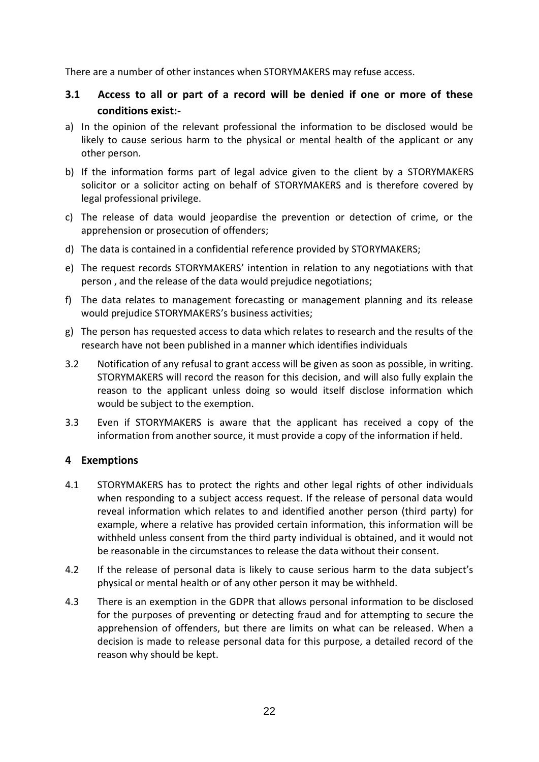There are a number of other instances when STORYMAKERS may refuse access.

### 3.1 Access to all or part of a record will be denied if one or more of these conditions exist:-

a) In the opinion of the relevant professional the information to be disclosed would be likely to cause serious harm to the physical or mental health of the applicant or any other person.

b) If the information forms part of legal advice given to the client by a STORYMAKERS solicitor or a solicitor acting on behalf of STORYMAKERS and is therefore covered by legal professional privilege.

c) The release of data would jeopardise the prevention or detection of crime, or the apprehension or prosecution of offenders;

d) The data is contained in a confidential reference provided by STORYMAKERS;

e) The request records STORYMAKERS' intention in relation to any negotiations with that person , and the release of the data would prejudice negotiations;

f) The data relates to management forecasting or management planning and its release would prejudice STORYMAKERS's business activities;

g) The person has requested access to data which relates to research and the results of the research have not been published in a manner which identifies individuals

3.2 Notification of any refusal to grant access will be given as soon as possible, in writing. STORYMAKERS will record the reason for this decision, and will also fully explain the reason to the applicant unless doing so would itself disclose information which would be subject to the exemption.

3.3 Even if STORYMAKERS is aware that the applicant has received a copy of the information from another source, it must provide a copy of the information if held.

## 4 Exemptions

4.1 STORYMAKERS has to protect the rights and other legal rights of other individuals when responding to a subject access request. If the release of personal data would reveal information which relates to and identified another person (third party) for example, where a relative has provided certain information, this information will be withheld unless consent from the third party individual is obtained, and it would not be reasonable in the circumstances to release the data without their consent.

4.2 If the release of personal data is likely to cause serious harm to the data subject's physical or mental health or of any other person it may be withheld.

4.3 There is an exemption in the GDPR that allows personal information to be disclosed for the purposes of preventing or detecting fraud and for attempting to secure the apprehension of offenders, but there are limits on what can be released. When a decision is made to release personal data for this purpose, a detailed record of the reason why should be kept.